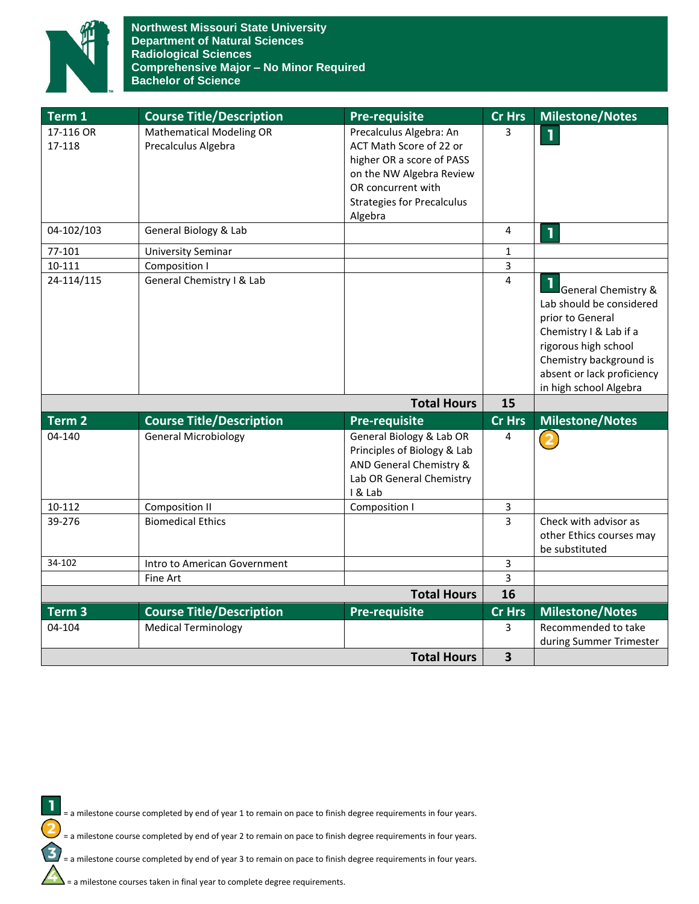**Northwest Missouri State University**
**Department of Natural Sciences**
**Radiological Sciences**
**Comprehensive Major – No Minor Required**
**Bachelor of Science**

| Term 1 | Course Title/Description | Pre-requisite | Cr Hrs | Milestone/Notes |
|---|---|---|---|---|
| 17-116 OR 17-118 | Mathematical Modeling OR Precalculus Algebra | Precalculus Algebra: An ACT Math Score of 22 or higher OR a score of PASS on the NW Algebra Review OR concurrent with Strategies for Precalculus Algebra | 3 | 1 |
| 04-102/103 | General Biology & Lab | | 4 | 1 |
| 77-101 | University Seminar | | 1 | |
| 10-111 | Composition I | | 3 | |
| 24-114/115 | General Chemistry I & Lab | | 4 | 1 General Chemistry & Lab should be considered prior to General Chemistry I & Lab if a rigorous high school Chemistry background is absent or lack proficiency in high school Algebra |
| | | **Total Hours** | **15** | |
| **Term 2** | **Course Title/Description** | **Pre-requisite** | **Cr Hrs** | **Milestone/Notes** |
| 04-140 | General Microbiology | General Biology & Lab OR Principles of Biology & Lab AND General Chemistry & Lab OR General Chemistry I & Lab | 4 | 2 |
| 10-112 | Composition II | Composition I | 3 | |
| 39-276 | Biomedical Ethics | | 3 | Check with advisor as other Ethics courses may be substituted |
| 34-102 | Intro to American Government | | 3 | |
| | Fine Art | | 3 | |
| | | **Total Hours** | **16** | |
| **Term 3** | **Course Title/Description** | **Pre-requisite** | **Cr Hrs** | **Milestone/Notes** |
| 04-104 | Medical Terminology | | 3 | Recommended to take during Summer Trimester |
| | | **Total Hours** | **3** | |

1 = a milestone course completed by end of year 1 to remain on pace to finish degree requirements in four years.

2 = a milestone course completed by end of year 2 to remain on pace to finish degree requirements in four years.

3 = a milestone course completed by end of year 3 to remain on pace to finish degree requirements in four years.

4 = a milestone courses taken in final year to complete degree requirements.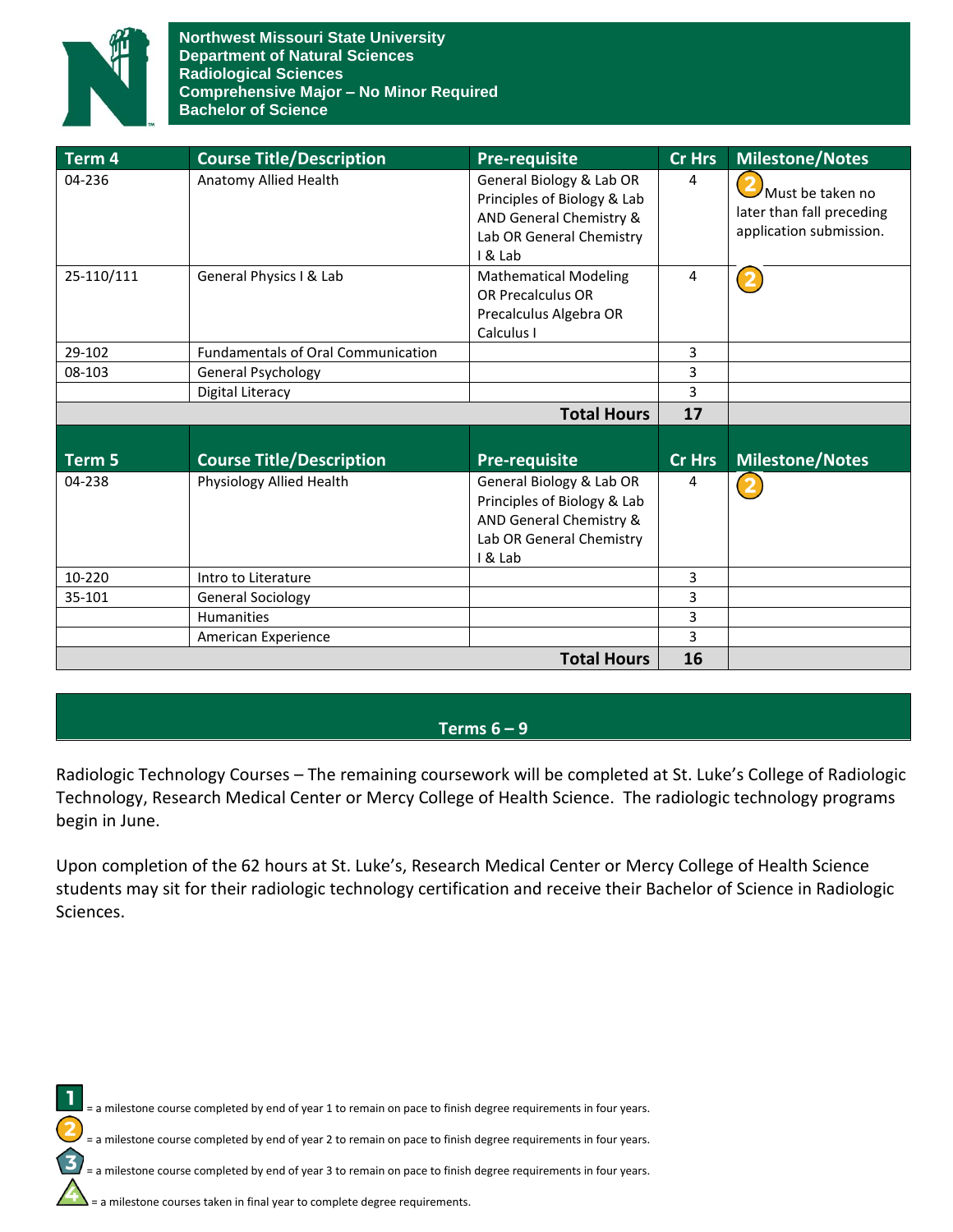**Northwest Missouri State University**
**Department of Natural Sciences**
**Radiological Sciences**
**Comprehensive Major – No Minor Required**
**Bachelor of Science**

| Term 4 | Course Title/Description | Pre-requisite | Cr Hrs | Milestone/Notes |
|---|---|---|---|---|
| 04-236 | Anatomy Allied Health | General Biology & Lab OR Principles of Biology & Lab AND General Chemistry & Lab OR General Chemistry I & Lab | 4 | 2 Must be taken no later than fall preceding application submission. |
| 25-110/111 | General Physics I & Lab | Mathematical Modeling OR Precalculus OR Precalculus Algebra OR Calculus I | 4 | 2 |
| 29-102 | Fundamentals of Oral Communication | | 3 | |
| 08-103 | General Psychology | | 3 | |
| | Digital Literacy | | 3 | |
| | | **Total Hours** | **17** | |

| Term 5 | Course Title/Description | Pre-requisite | Cr Hrs | Milestone/Notes |
|---|---|---|---|---|
| 04-238 | Physiology Allied Health | General Biology & Lab OR Principles of Biology & Lab AND General Chemistry & Lab OR General Chemistry I & Lab | 4 | 2 |
| 10-220 | Intro to Literature | | 3 | |
| 35-101 | General Sociology | | 3 | |
| | Humanities | | 3 | |
| | American Experience | | 3 | |
| | | **Total Hours** | **16** | |

## Terms 6 – 9

Radiologic Technology Courses – The remaining coursework will be completed at St. Luke's College of Radiologic Technology, Research Medical Center or Mercy College of Health Science. The radiologic technology programs begin in June.

Upon completion of the 62 hours at St. Luke's, Research Medical Center or Mercy College of Health Science students may sit for their radiologic technology certification and receive their Bachelor of Science in Radiologic Sciences.

1 = a milestone course completed by end of year 1 to remain on pace to finish degree requirements in four years.

2 = a milestone course completed by end of year 2 to remain on pace to finish degree requirements in four years.

3 = a milestone course completed by end of year 3 to remain on pace to finish degree requirements in four years.

4 = a milestone courses taken in final year to complete degree requirements.